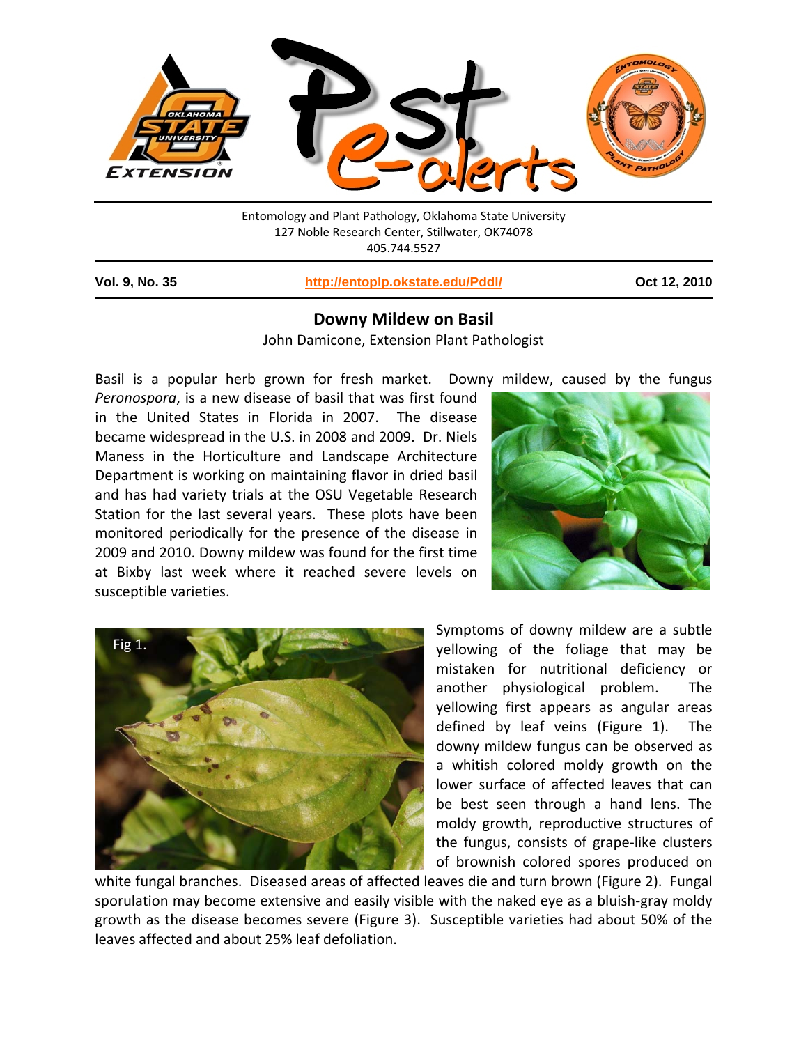Entomology and Plant Pathology, Oklahoma State University
127 Noble Research Center, Stillwater, OK74078
405.744.5527

**Vol. 9, No. 35** | **http://entoplp.okstate.edu/Pddl/** | **Oct 12, 2010**

## Downy Mildew on Basil

John Damicone, Extension Plant Pathologist

Basil is a popular herb grown for fresh market. Downy mildew, caused by the fungus *Peronospora*, is a new disease of basil that was first found in the United States in Florida in 2007. The disease became widespread in the U.S. in 2008 and 2009. Dr. Niels Maness in the Horticulture and Landscape Architecture Department is working on maintaining flavor in dried basil and has had variety trials at the OSU Vegetable Research Station for the last several years. These plots have been monitored periodically for the presence of the disease in 2009 and 2010. Downy mildew was found for the first time at Bixby last week where it reached severe levels on susceptible varieties.

Fig 1.

Symptoms of downy mildew are a subtle yellowing of the foliage that may be mistaken for nutritional deficiency or another physiological problem. The yellowing first appears as angular areas defined by leaf veins (Figure 1). The downy mildew fungus can be observed as a whitish colored moldy growth on the lower surface of affected leaves that can be best seen through a hand lens. The moldy growth, reproductive structures of the fungus, consists of grape-like clusters of brownish colored spores produced on white fungal branches. Diseased areas of affected leaves die and turn brown (Figure 2). Fungal sporulation may become extensive and easily visible with the naked eye as a bluish-gray moldy growth as the disease becomes severe (Figure 3). Susceptible varieties had about 50% of the leaves affected and about 25% leaf defoliation.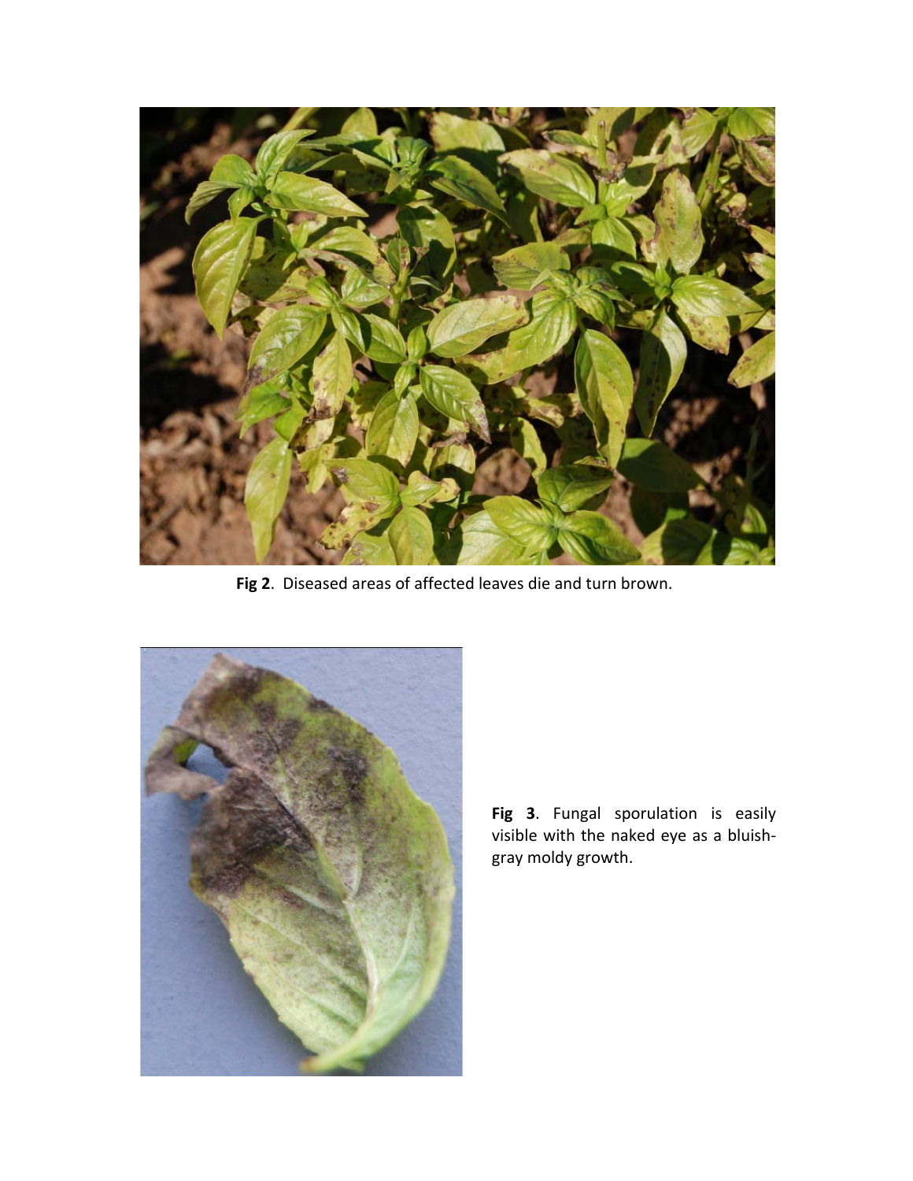**Fig 2**. Diseased areas of affected leaves die and turn brown.

**Fig 3**. Fungal sporulation is easily visible with the naked eye as a bluish-gray moldy growth.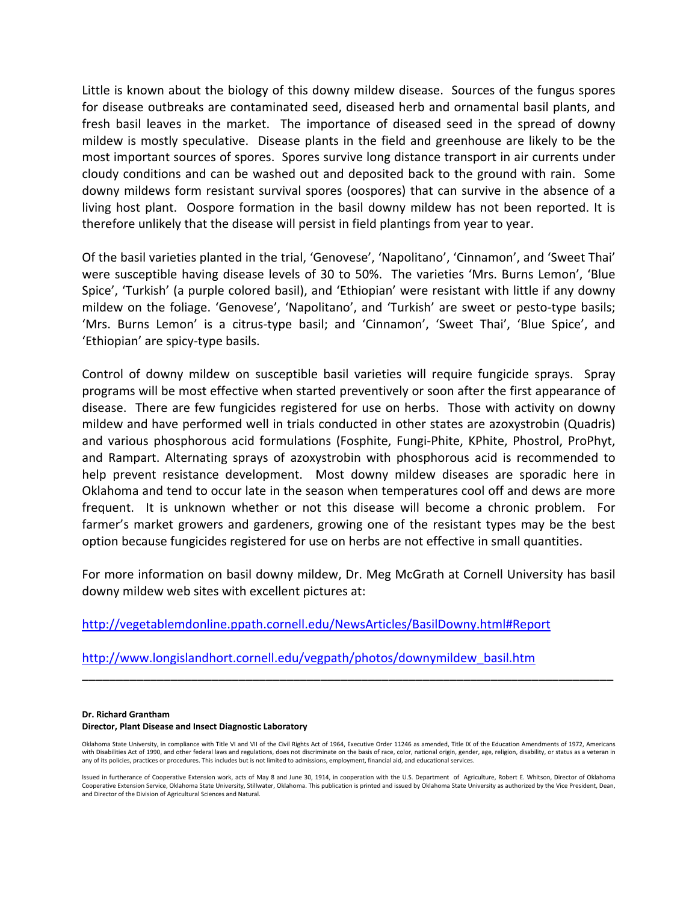Little is known about the biology of this downy mildew disease. Sources of the fungus spores for disease outbreaks are contaminated seed, diseased herb and ornamental basil plants, and fresh basil leaves in the market. The importance of diseased seed in the spread of downy mildew is mostly speculative. Disease plants in the field and greenhouse are likely to be the most important sources of spores. Spores survive long distance transport in air currents under cloudy conditions and can be washed out and deposited back to the ground with rain. Some downy mildews form resistant survival spores (oospores) that can survive in the absence of a living host plant. Oospore formation in the basil downy mildew has not been reported. It is therefore unlikely that the disease will persist in field plantings from year to year.

Of the basil varieties planted in the trial, 'Genovese', 'Napolitano', 'Cinnamon', and 'Sweet Thai' were susceptible having disease levels of 30 to 50%. The varieties 'Mrs. Burns Lemon', 'Blue Spice', 'Turkish' (a purple colored basil), and 'Ethiopian' were resistant with little if any downy mildew on the foliage. 'Genovese', 'Napolitano', and 'Turkish' are sweet or pesto-type basils; 'Mrs. Burns Lemon' is a citrus-type basil; and 'Cinnamon', 'Sweet Thai', 'Blue Spice', and 'Ethiopian' are spicy-type basils.

Control of downy mildew on susceptible basil varieties will require fungicide sprays. Spray programs will be most effective when started preventively or soon after the first appearance of disease. There are few fungicides registered for use on herbs. Those with activity on downy mildew and have performed well in trials conducted in other states are azoxystrobin (Quadris) and various phosphorous acid formulations (Fosphite, Fungi-Phite, KPhite, Phostrol, ProPhyt, and Rampart. Alternating sprays of azoxystrobin with phosphorous acid is recommended to help prevent resistance development. Most downy mildew diseases are sporadic here in Oklahoma and tend to occur late in the season when temperatures cool off and dews are more frequent. It is unknown whether or not this disease will become a chronic problem. For farmer's market growers and gardeners, growing one of the resistant types may be the best option because fungicides registered for use on herbs are not effective in small quantities.

For more information on basil downy mildew, Dr. Meg McGrath at Cornell University has basil downy mildew web sites with excellent pictures at:

http://vegetablemdonline.ppath.cornell.edu/NewsArticles/BasilDowny.html#Report

http://www.longislandhort.cornell.edu/vegpath/photos/downymildew_basil.htm

---

**Dr. Richard Grantham**
**Director, Plant Disease and Insect Diagnostic Laboratory**

Oklahoma State University, in compliance with Title VI and VII of the Civil Rights Act of 1964, Executive Order 11246 as amended, Title IX of the Education Amendments of 1972, Americans with Disabilities Act of 1990, and other federal laws and regulations, does not discriminate on the basis of race, color, national origin, gender, age, religion, disability, or status as a veteran in any of its policies, practices or procedures. This includes but is not limited to admissions, employment, financial aid, and educational services.

Issued in furtherance of Cooperative Extension work, acts of May 8 and June 30, 1914, in cooperation with the U.S. Department of Agriculture, Robert E. Whitson, Director of Oklahoma Cooperative Extension Service, Oklahoma State University, Stillwater, Oklahoma. This publication is printed and issued by Oklahoma State University as authorized by the Vice President, Dean, and Director of the Division of Agricultural Sciences and Natural.